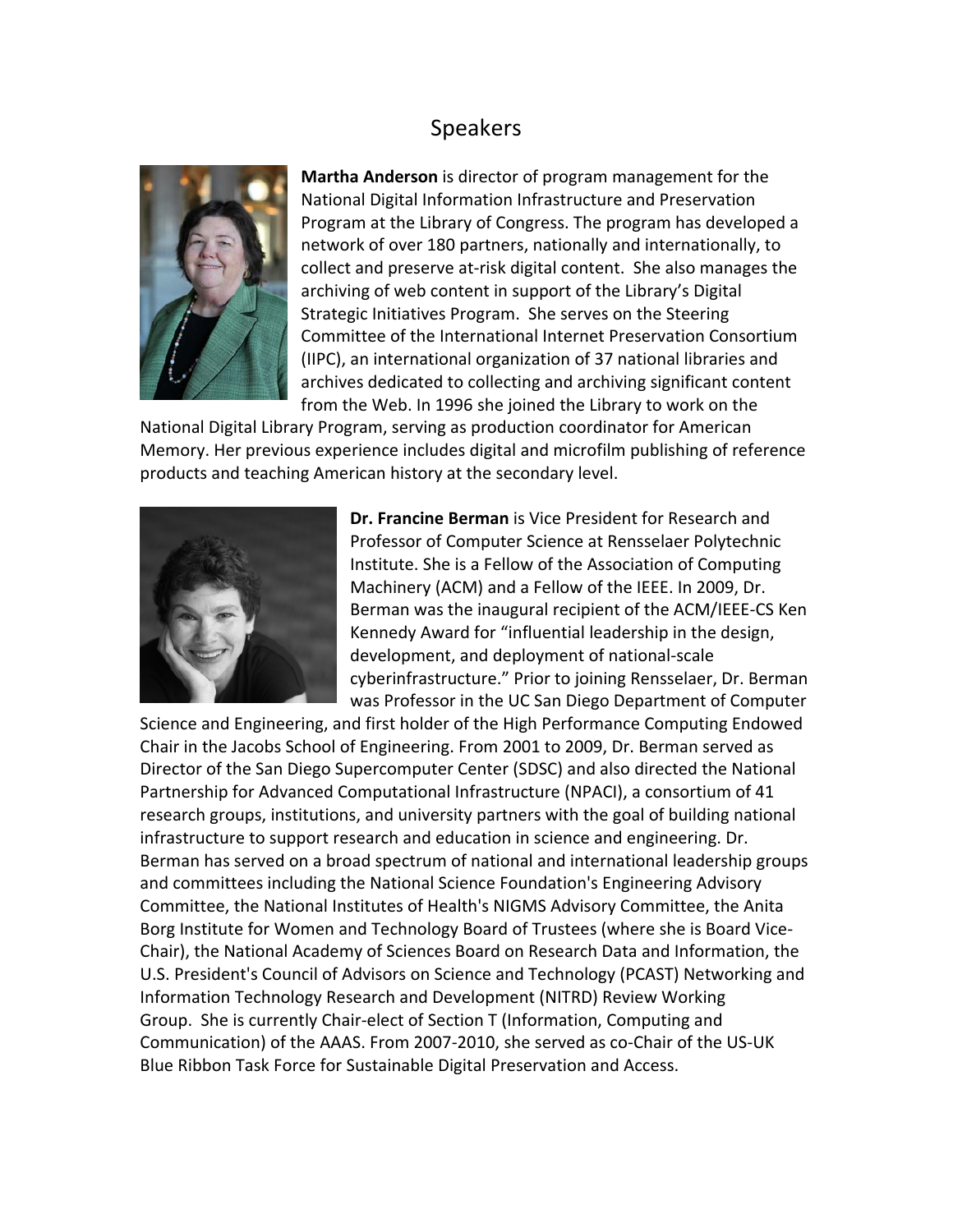# Speakers

**Martha Anderson** is director of program management for the National Digital Information Infrastructure and Preservation Program at the Library of Congress. The program has developed a network of over 180 partners, nationally and internationally, to collect and preserve at-risk digital content. She also manages the archiving of web content in support of the Library's Digital Strategic Initiatives Program. She serves on the Steering Committee of the International Internet Preservation Consortium (IIPC), an international organization of 37 national libraries and archives dedicated to collecting and archiving significant content from the Web. In 1996 she joined the Library to work on the National Digital Library Program, serving as production coordinator for American Memory. Her previous experience includes digital and microfilm publishing of reference products and teaching American history at the secondary level.

**Dr. Francine Berman** is Vice President for Research and Professor of Computer Science at Rensselaer Polytechnic Institute. She is a Fellow of the Association of Computing Machinery (ACM) and a Fellow of the IEEE. In 2009, Dr. Berman was the inaugural recipient of the ACM/IEEE-CS Ken Kennedy Award for "influential leadership in the design, development, and deployment of national-scale cyberinfrastructure." Prior to joining Rensselaer, Dr. Berman was Professor in the UC San Diego Department of Computer Science and Engineering, and first holder of the High Performance Computing Endowed Chair in the Jacobs School of Engineering. From 2001 to 2009, Dr. Berman served as Director of the San Diego Supercomputer Center (SDSC) and also directed the National Partnership for Advanced Computational Infrastructure (NPACI), a consortium of 41 research groups, institutions, and university partners with the goal of building national infrastructure to support research and education in science and engineering. Dr. Berman has served on a broad spectrum of national and international leadership groups and committees including the National Science Foundation's Engineering Advisory Committee, the National Institutes of Health's NIGMS Advisory Committee, the Anita Borg Institute for Women and Technology Board of Trustees (where she is Board Vice-Chair), the National Academy of Sciences Board on Research Data and Information, the U.S. President's Council of Advisors on Science and Technology (PCAST) Networking and Information Technology Research and Development (NITRD) Review Working Group. She is currently Chair-elect of Section T (Information, Computing and Communication) of the AAAS. From 2007-2010, she served as co-Chair of the US-UK Blue Ribbon Task Force for Sustainable Digital Preservation and Access.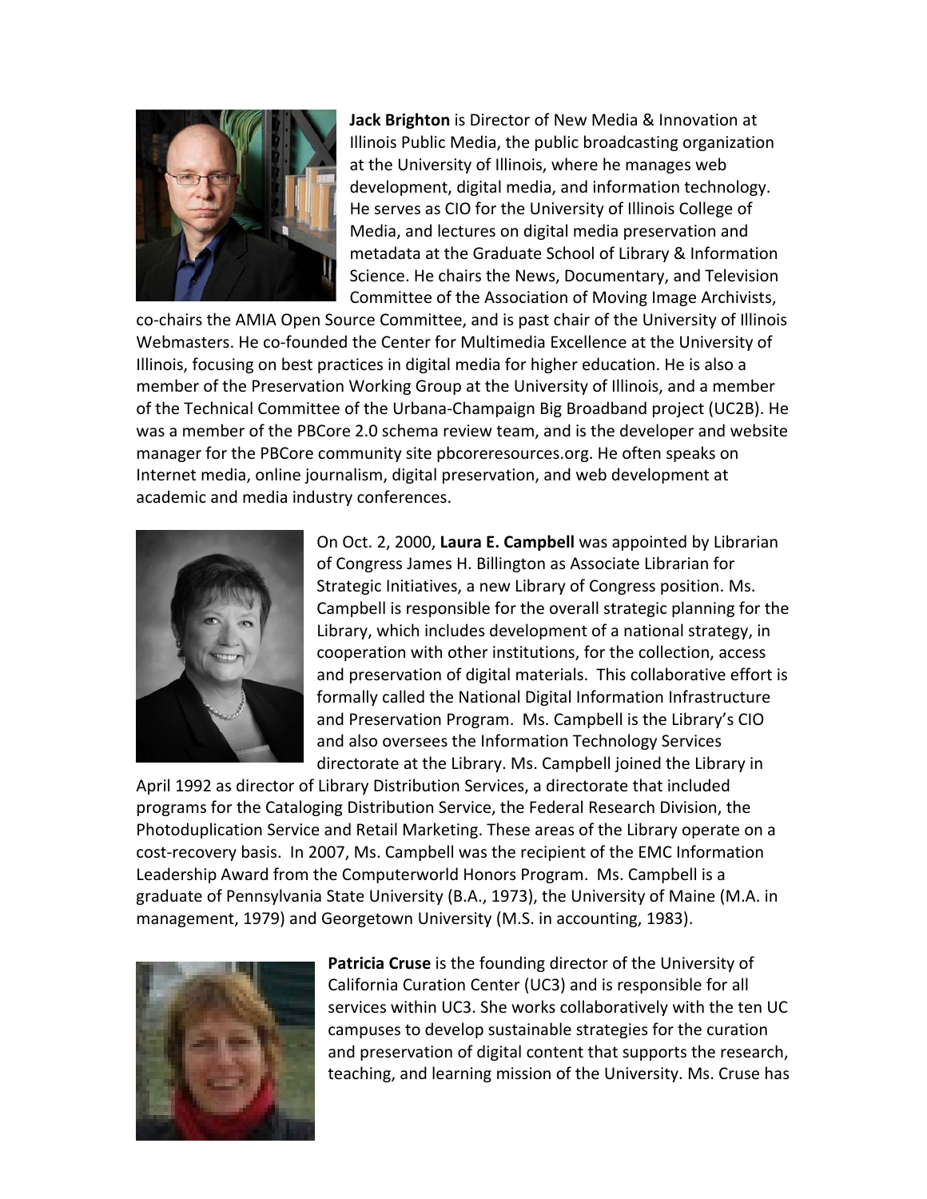**Jack Brighton** is Director of New Media & Innovation at Illinois Public Media, the public broadcasting organization at the University of Illinois, where he manages web development, digital media, and information technology. He serves as CIO for the University of Illinois College of Media, and lectures on digital media preservation and metadata at the Graduate School of Library & Information Science. He chairs the News, Documentary, and Television Committee of the Association of Moving Image Archivists, co-chairs the AMIA Open Source Committee, and is past chair of the University of Illinois Webmasters. He co-founded the Center for Multimedia Excellence at the University of Illinois, focusing on best practices in digital media for higher education. He is also a member of the Preservation Working Group at the University of Illinois, and a member of the Technical Committee of the Urbana-Champaign Big Broadband project (UC2B). He was a member of the PBCore 2.0 schema review team, and is the developer and website manager for the PBCore community site pbcoreresources.org. He often speaks on Internet media, online journalism, digital preservation, and web development at academic and media industry conferences.

On Oct. 2, 2000, **Laura E. Campbell** was appointed by Librarian of Congress James H. Billington as Associate Librarian for Strategic Initiatives, a new Library of Congress position. Ms. Campbell is responsible for the overall strategic planning for the Library, which includes development of a national strategy, in cooperation with other institutions, for the collection, access and preservation of digital materials. This collaborative effort is formally called the National Digital Information Infrastructure and Preservation Program. Ms. Campbell is the Library's CIO and also oversees the Information Technology Services directorate at the Library. Ms. Campbell joined the Library in April 1992 as director of Library Distribution Services, a directorate that included programs for the Cataloging Distribution Service, the Federal Research Division, the Photoduplication Service and Retail Marketing. These areas of the Library operate on a cost-recovery basis. In 2007, Ms. Campbell was the recipient of the EMC Information Leadership Award from the Computerworld Honors Program. Ms. Campbell is a graduate of Pennsylvania State University (B.A., 1973), the University of Maine (M.A. in management, 1979) and Georgetown University (M.S. in accounting, 1983).

**Patricia Cruse** is the founding director of the University of California Curation Center (UC3) and is responsible for all services within UC3. She works collaboratively with the ten UC campuses to develop sustainable strategies for the curation and preservation of digital content that supports the research, teaching, and learning mission of the University. Ms. Cruse has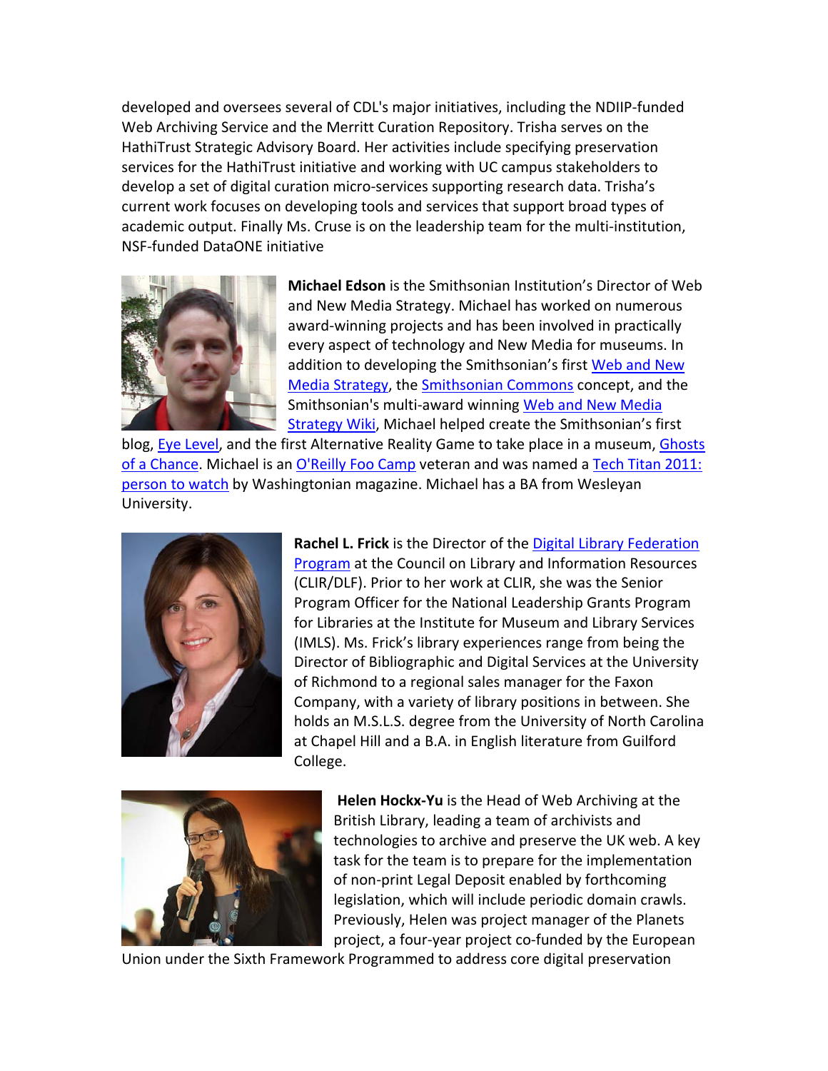developed and oversees several of CDL's major initiatives, including the NDIIP-funded Web Archiving Service and the Merritt Curation Repository. Trisha serves on the HathiTrust Strategic Advisory Board. Her activities include specifying preservation services for the HathiTrust initiative and working with UC campus stakeholders to develop a set of digital curation micro-services supporting research data. Trisha's current work focuses on developing tools and services that support broad types of academic output. Finally Ms. Cruse is on the leadership team for the multi-institution, NSF-funded DataONE initiative

**Michael Edson** is the Smithsonian Institution's Director of Web and New Media Strategy. Michael has worked on numerous award-winning projects and has been involved in practically every aspect of technology and New Media for museums. In addition to developing the Smithsonian's first Web and New Media Strategy, the Smithsonian Commons concept, and the Smithsonian's multi-award winning Web and New Media Strategy Wiki, Michael helped create the Smithsonian's first blog, Eye Level, and the first Alternative Reality Game to take place in a museum, Ghosts of a Chance. Michael is an O'Reilly Foo Camp veteran and was named a Tech Titan 2011: person to watch by Washingtonian magazine. Michael has a BA from Wesleyan University.

**Rachel L. Frick** is the Director of the Digital Library Federation Program at the Council on Library and Information Resources (CLIR/DLF). Prior to her work at CLIR, she was the Senior Program Officer for the National Leadership Grants Program for Libraries at the Institute for Museum and Library Services (IMLS). Ms. Frick's library experiences range from being the Director of Bibliographic and Digital Services at the University of Richmond to a regional sales manager for the Faxon Company, with a variety of library positions in between. She holds an M.S.L.S. degree from the University of North Carolina at Chapel Hill and a B.A. in English literature from Guilford College.

**Helen Hockx-Yu** is the Head of Web Archiving at the British Library, leading a team of archivists and technologies to archive and preserve the UK web. A key task for the team is to prepare for the implementation of non-print Legal Deposit enabled by forthcoming legislation, which will include periodic domain crawls. Previously, Helen was project manager of the Planets project, a four-year project co-funded by the European Union under the Sixth Framework Programmed to address core digital preservation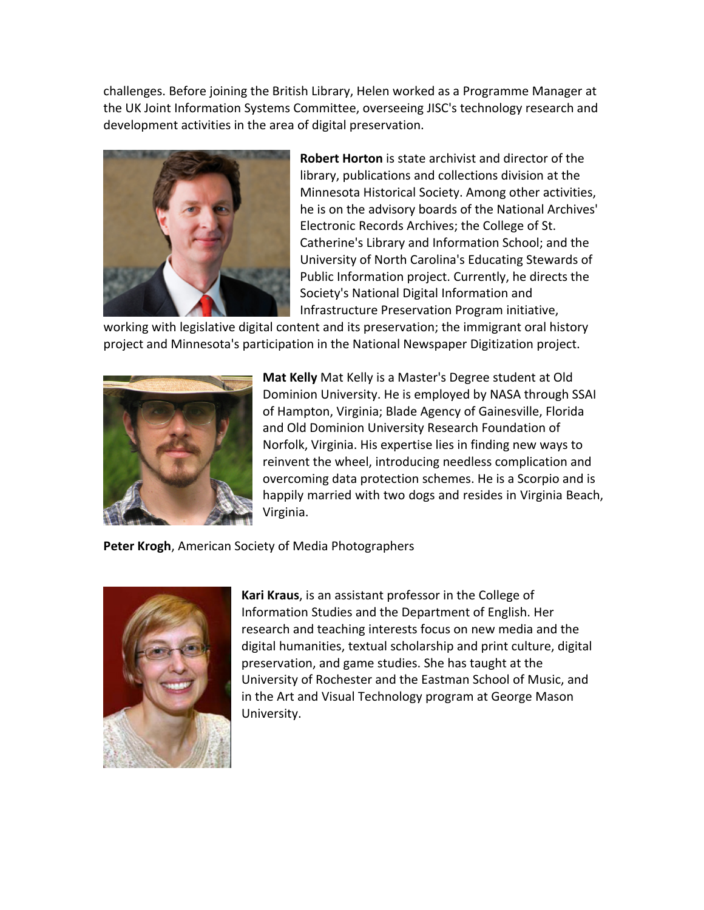challenges. Before joining the British Library, Helen worked as a Programme Manager at the UK Joint Information Systems Committee, overseeing JISC's technology research and development activities in the area of digital preservation.

**Robert Horton** is state archivist and director of the library, publications and collections division at the Minnesota Historical Society. Among other activities, he is on the advisory boards of the National Archives' Electronic Records Archives; the College of St. Catherine's Library and Information School; and the University of North Carolina's Educating Stewards of Public Information project. Currently, he directs the Society's National Digital Information and Infrastructure Preservation Program initiative, working with legislative digital content and its preservation; the immigrant oral history project and Minnesota's participation in the National Newspaper Digitization project.

**Mat Kelly** Mat Kelly is a Master's Degree student at Old Dominion University. He is employed by NASA through SSAI of Hampton, Virginia; Blade Agency of Gainesville, Florida and Old Dominion University Research Foundation of Norfolk, Virginia. His expertise lies in finding new ways to reinvent the wheel, introducing needless complication and overcoming data protection schemes. He is a Scorpio and is happily married with two dogs and resides in Virginia Beach, Virginia.

**Peter Krogh**, American Society of Media Photographers

**Kari Kraus**, is an assistant professor in the College of Information Studies and the Department of English. Her research and teaching interests focus on new media and the digital humanities, textual scholarship and print culture, digital preservation, and game studies. She has taught at the University of Rochester and the Eastman School of Music, and in the Art and Visual Technology program at George Mason University.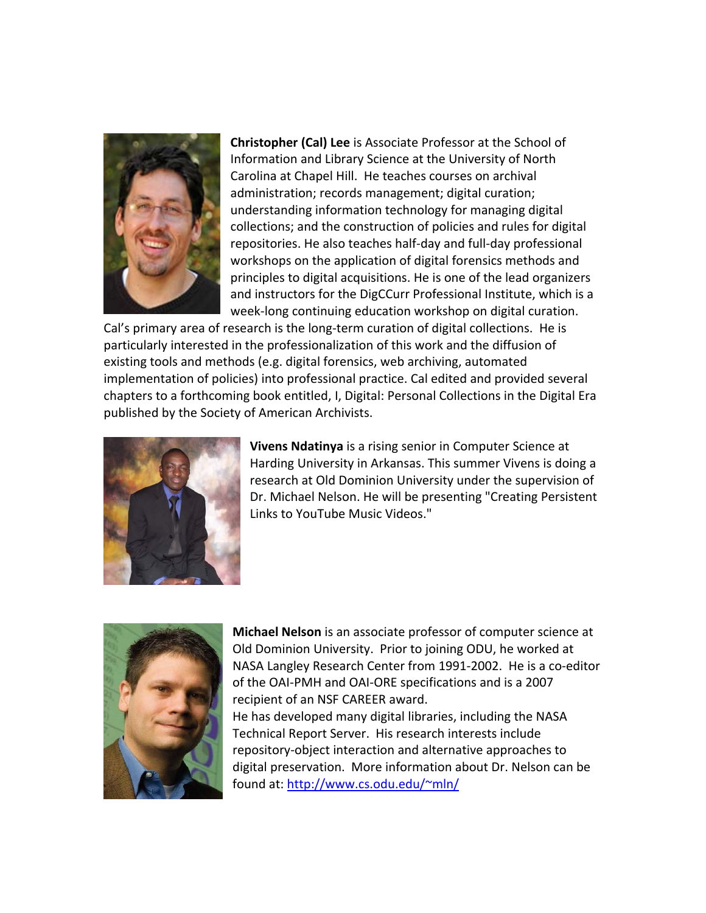**Christopher (Cal) Lee** is Associate Professor at the School of Information and Library Science at the University of North Carolina at Chapel Hill. He teaches courses on archival administration; records management; digital curation; understanding information technology for managing digital collections; and the construction of policies and rules for digital repositories. He also teaches half-day and full-day professional workshops on the application of digital forensics methods and principles to digital acquisitions. He is one of the lead organizers and instructors for the DigCCurr Professional Institute, which is a week-long continuing education workshop on digital curation. Cal's primary area of research is the long-term curation of digital collections. He is particularly interested in the professionalization of this work and the diffusion of existing tools and methods (e.g. digital forensics, web archiving, automated implementation of policies) into professional practice. Cal edited and provided several chapters to a forthcoming book entitled, I, Digital: Personal Collections in the Digital Era published by the Society of American Archivists.

**Vivens Ndatinya** is a rising senior in Computer Science at Harding University in Arkansas. This summer Vivens is doing a research at Old Dominion University under the supervision of Dr. Michael Nelson. He will be presenting "Creating Persistent Links to YouTube Music Videos."

**Michael Nelson** is an associate professor of computer science at Old Dominion University. Prior to joining ODU, he worked at NASA Langley Research Center from 1991-2002. He is a co-editor of the OAI-PMH and OAI-ORE specifications and is a 2007 recipient of an NSF CAREER award.
He has developed many digital libraries, including the NASA Technical Report Server. His research interests include repository-object interaction and alternative approaches to digital preservation. More information about Dr. Nelson can be found at: http://www.cs.odu.edu/~mln/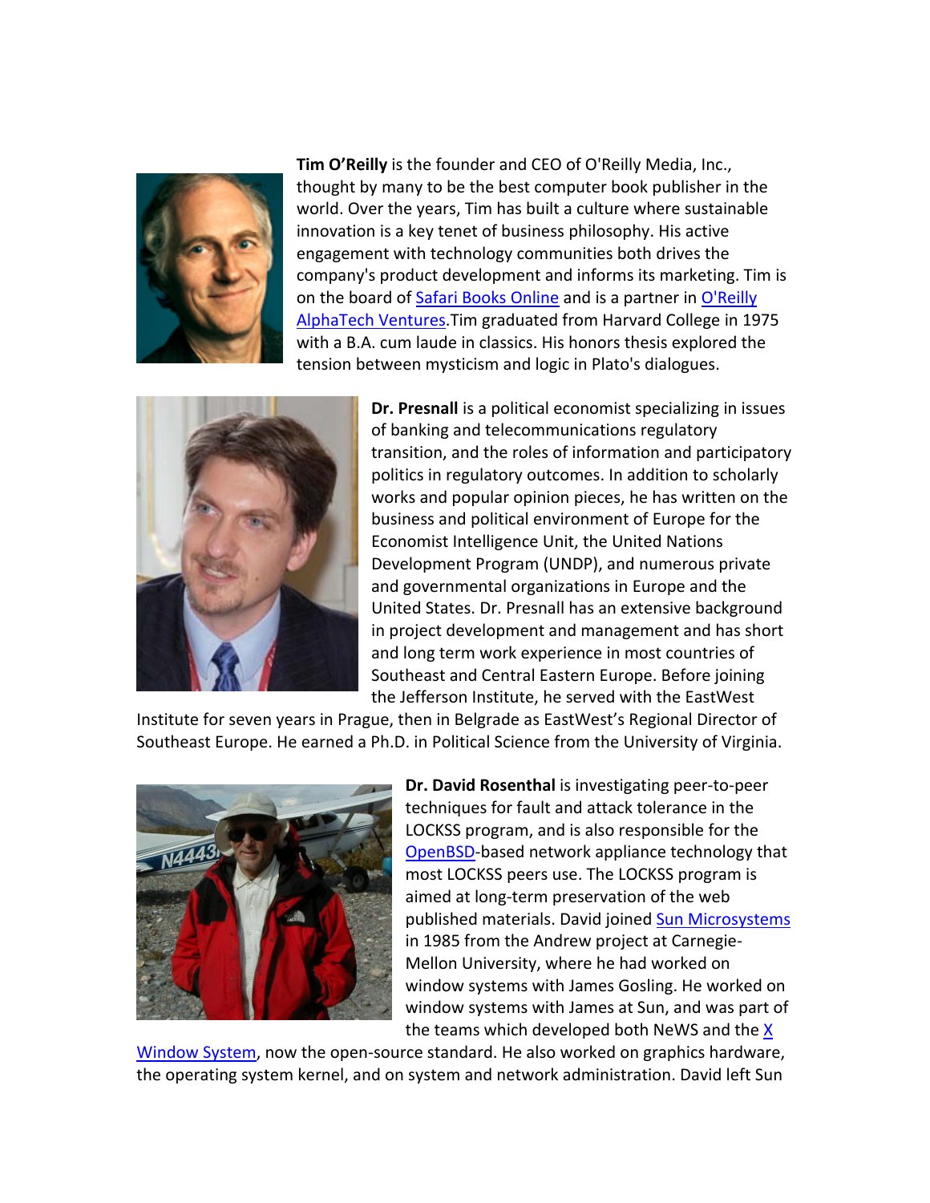**Tim O'Reilly** is the founder and CEO of O'Reilly Media, Inc., thought by many to be the best computer book publisher in the world. Over the years, Tim has built a culture where sustainable innovation is a key tenet of business philosophy. His active engagement with technology communities both drives the company's product development and informs its marketing. Tim is on the board of Safari Books Online and is a partner in O'Reilly AlphaTech Ventures.Tim graduated from Harvard College in 1975 with a B.A. cum laude in classics. His honors thesis explored the tension between mysticism and logic in Plato's dialogues.

**Dr. Presnall** is a political economist specializing in issues of banking and telecommunications regulatory transition, and the roles of information and participatory politics in regulatory outcomes. In addition to scholarly works and popular opinion pieces, he has written on the business and political environment of Europe for the Economist Intelligence Unit, the United Nations Development Program (UNDP), and numerous private and governmental organizations in Europe and the United States. Dr. Presnall has an extensive background in project development and management and has short and long term work experience in most countries of Southeast and Central Eastern Europe. Before joining the Jefferson Institute, he served with the EastWest Institute for seven years in Prague, then in Belgrade as EastWest's Regional Director of Southeast Europe. He earned a Ph.D. in Political Science from the University of Virginia.

**Dr. David Rosenthal** is investigating peer-to-peer techniques for fault and attack tolerance in the LOCKSS program, and is also responsible for the OpenBSD-based network appliance technology that most LOCKSS peers use. The LOCKSS program is aimed at long-term preservation of the web published materials. David joined Sun Microsystems in 1985 from the Andrew project at Carnegie-Mellon University, where he had worked on window systems with James Gosling. He worked on window systems with James at Sun, and was part of the teams which developed both NeWS and the X Window System, now the open-source standard. He also worked on graphics hardware, the operating system kernel, and on system and network administration. David left Sun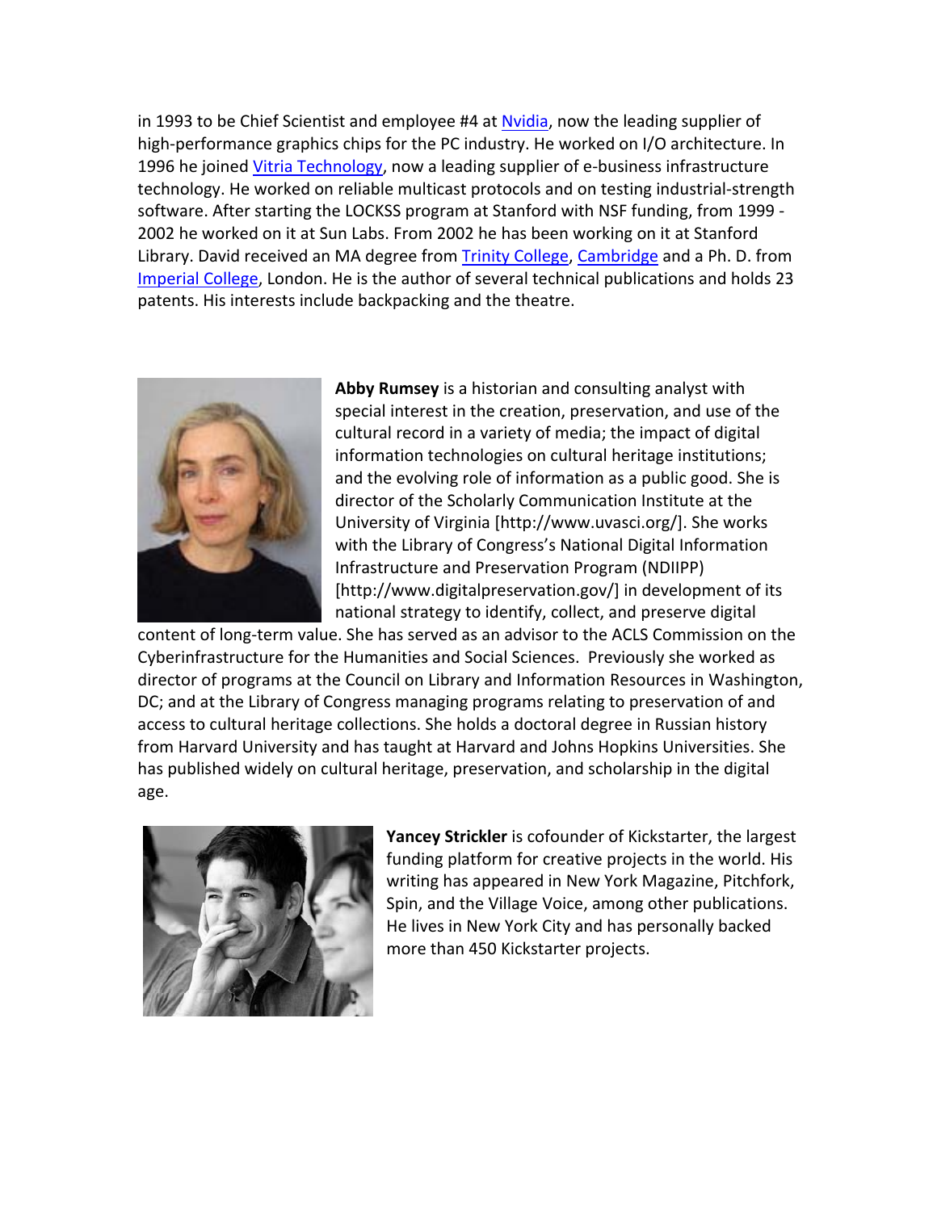in 1993 to be Chief Scientist and employee #4 at [Nvidia](), now the leading supplier of high-performance graphics chips for the PC industry. He worked on I/O architecture. In 1996 he joined [Vitria Technology](), now a leading supplier of e-business infrastructure technology. He worked on reliable multicast protocols and on testing industrial-strength software. After starting the LOCKSS program at Stanford with NSF funding, from 1999 - 2002 he worked on it at Sun Labs. From 2002 he has been working on it at Stanford Library. David received an MA degree from [Trinity College](), [Cambridge]() and a Ph. D. from [Imperial College](), London. He is the author of several technical publications and holds 23 patents. His interests include backpacking and the theatre.

**Abby Rumsey** is a historian and consulting analyst with special interest in the creation, preservation, and use of the cultural record in a variety of media; the impact of digital information technologies on cultural heritage institutions; and the evolving role of information as a public good. She is director of the Scholarly Communication Institute at the University of Virginia [http://www.uvasci.org/]. She works with the Library of Congress's National Digital Information Infrastructure and Preservation Program (NDIIPP) [http://www.digitalpreservation.gov/] in development of its national strategy to identify, collect, and preserve digital content of long-term value. She has served as an advisor to the ACLS Commission on the Cyberinfrastructure for the Humanities and Social Sciences. Previously she worked as director of programs at the Council on Library and Information Resources in Washington, DC; and at the Library of Congress managing programs relating to preservation of and access to cultural heritage collections. She holds a doctoral degree in Russian history from Harvard University and has taught at Harvard and Johns Hopkins Universities. She has published widely on cultural heritage, preservation, and scholarship in the digital age.

**Yancey Strickler** is cofounder of Kickstarter, the largest funding platform for creative projects in the world. His writing has appeared in New York Magazine, Pitchfork, Spin, and the Village Voice, among other publications. He lives in New York City and has personally backed more than 450 Kickstarter projects.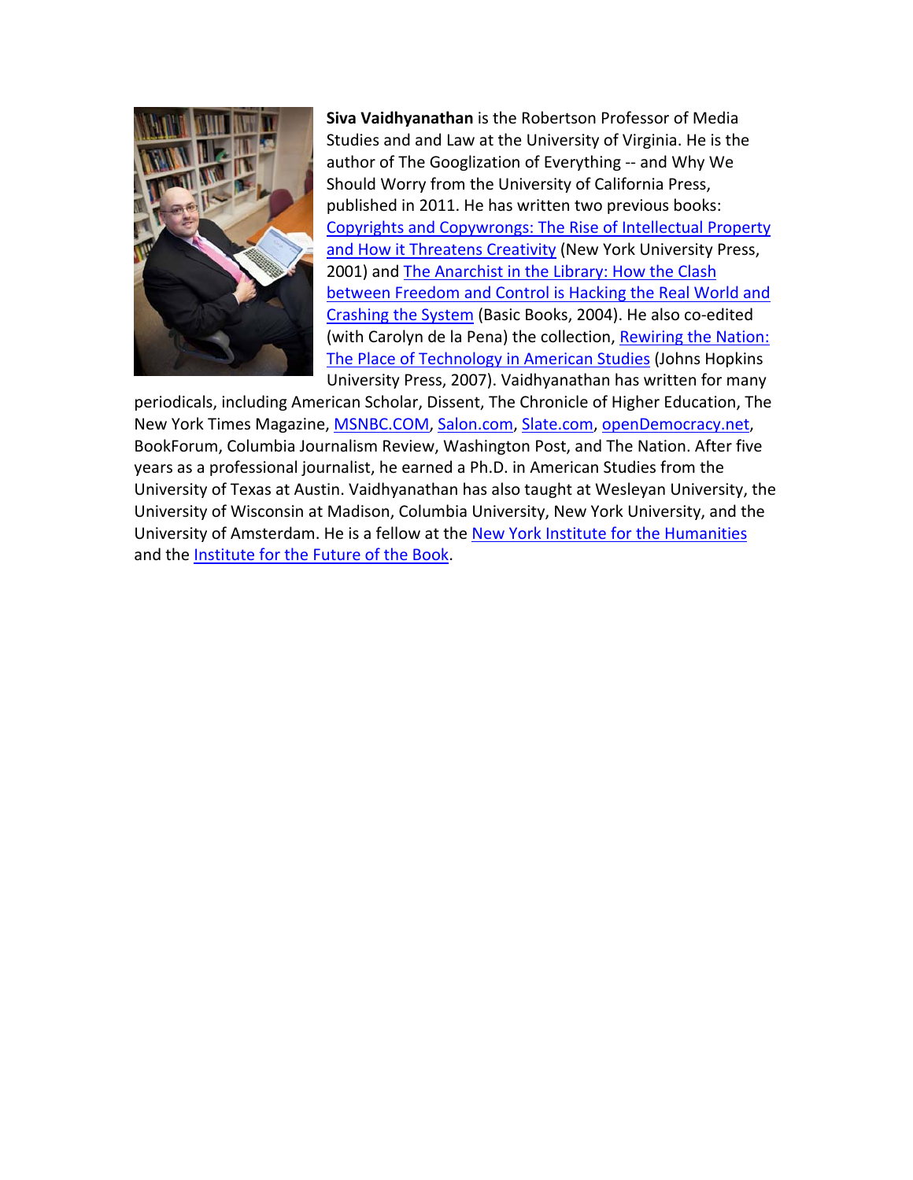**Siva Vaidhyanathan** is the Robertson Professor of Media Studies and and Law at the University of Virginia. He is the author of The Googlization of Everything -- and Why We Should Worry from the University of California Press, published in 2011. He has written two previous books: Copyrights and Copywrongs: The Rise of Intellectual Property and How it Threatens Creativity (New York University Press, 2001) and The Anarchist in the Library: How the Clash between Freedom and Control is Hacking the Real World and Crashing the System (Basic Books, 2004). He also co-edited (with Carolyn de la Pena) the collection, Rewiring the Nation: The Place of Technology in American Studies (Johns Hopkins University Press, 2007). Vaidhyanathan has written for many periodicals, including American Scholar, Dissent, The Chronicle of Higher Education, The New York Times Magazine, MSNBC.COM, Salon.com, Slate.com, openDemocracy.net, BookForum, Columbia Journalism Review, Washington Post, and The Nation. After five years as a professional journalist, he earned a Ph.D. in American Studies from the University of Texas at Austin. Vaidhyanathan has also taught at Wesleyan University, the University of Wisconsin at Madison, Columbia University, New York University, and the University of Amsterdam. He is a fellow at the New York Institute for the Humanities and the Institute for the Future of the Book.